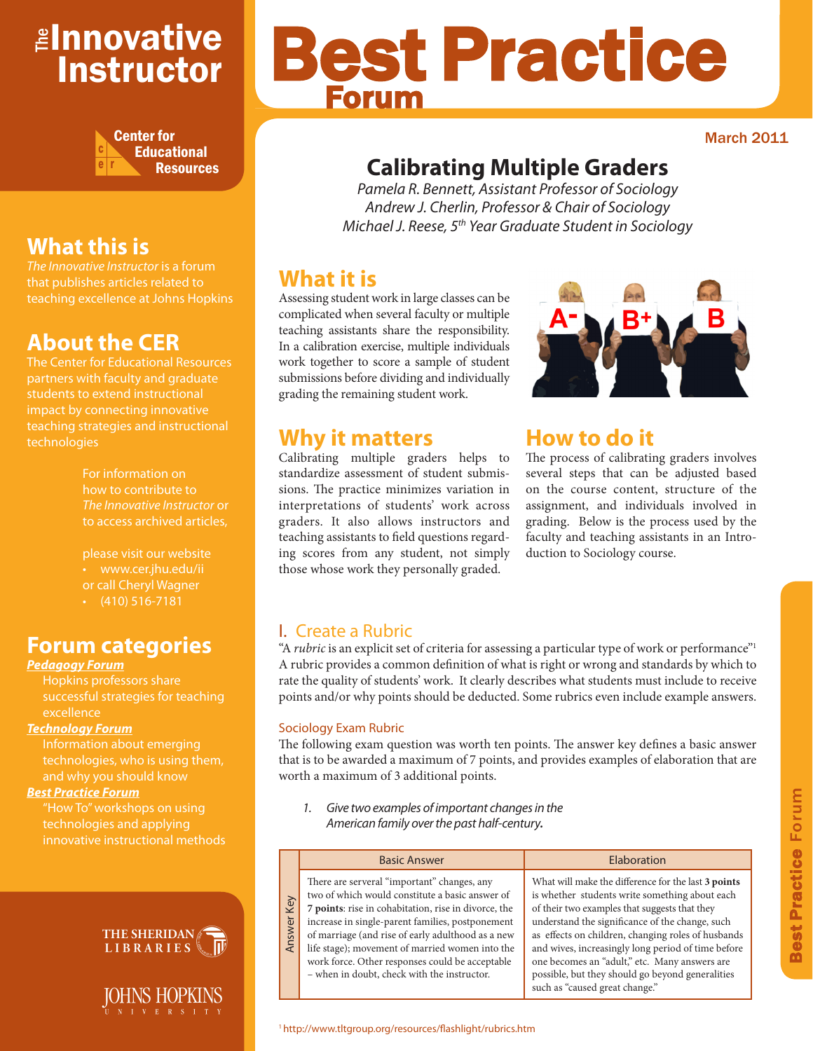# The Innovative Instructor

Center for Educational Resources

## What this is

*The Innovative Instructor* is a forum that publishes articles related to teaching excellence at Johns Hopkins

## About the CER

The Center for Educational Resources partners with faculty and graduate students to extend instructional impact by connecting innovative teaching strategies and instructional technologies

For information on how to contribute to *The Innovative Instructor* or to access archived articles,

please visit our website
- www.cer.jhu.edu/ii

or call Cheryl Wagner
- (410) 516-7181

## Forum categories

***Pedagogy Forum***
Hopkins professors share successful strategies for teaching excellence

***Technology Forum***
Information about emerging technologies, who is using them, and why you should know

***Best Practice Forum***
"How To" workshops on using technologies and applying innovative instructional methods

THE SHERIDAN LIBRARIES

JOHNS HOPKINS UNIVERSITY

# Best Practice Forum

March 2011

## Calibrating Multiple Graders

*Pamela R. Bennett, Assistant Professor of Sociology*
*Andrew J. Cherlin, Professor & Chair of Sociology*
*Michael J. Reese, 5th Year Graduate Student in Sociology*

## What it is

Assessing student work in large classes can be complicated when several faculty or multiple teaching assistants share the responsibility. In a calibration exercise, multiple individuals work together to score a sample of student submissions before dividing and individually grading the remaining student work.

## Why it matters

Calibrating multiple graders helps to standardize assessment of student submissions. The practice minimizes variation in interpretations of students' work across graders. It also allows instructors and teaching assistants to field questions regarding scores from any student, not simply those whose work they personally graded.

## How to do it

The process of calibrating graders involves several steps that can be adjusted based on the course content, structure of the assignment, and individuals involved in grading. Below is the process used by the faculty and teaching assistants in an Introduction to Sociology course.

### I. Create a Rubric

"A *rubric* is an explicit set of criteria for assessing a particular type of work or performance"[1] A rubric provides a common definition of what is right or wrong and standards by which to rate the quality of students' work. It clearly describes what students must include to receive points and/or why points should be deducted. Some rubrics even include example answers.

#### Sociology Exam Rubric

The following exam question was worth ten points. The answer key defines a basic answer that is to be awarded a maximum of 7 points, and provides examples of elaboration that are worth a maximum of 3 additional points.

1. *Give two examples of important changes in the American family over the past half-century.*

| | Basic Answer | Elaboration |
|---|---|---|
| Answer Key | There are serveral "important" changes, any two of which would constitute a basic answer of **7 points**: rise in cohabitation, rise in divorce, the increase in single-parent families, postponement of marriage (and rise of early adulthood as a new life stage); movement of married women into the work force. Other responses could be acceptable – when in doubt, check with the instructor. | What will make the difference for the last **3 points** is whether students write something about each of their two examples that suggests that they understand the significance of the change, such as effects on children, changing roles of husbands and wives, increasingly long period of time before one becomes an "adult," etc. Many answers are possible, but they should go beyond generalities such as "caused great change." |

[1] http://www.tltgroup.org/resources/flashlight/rubrics.htm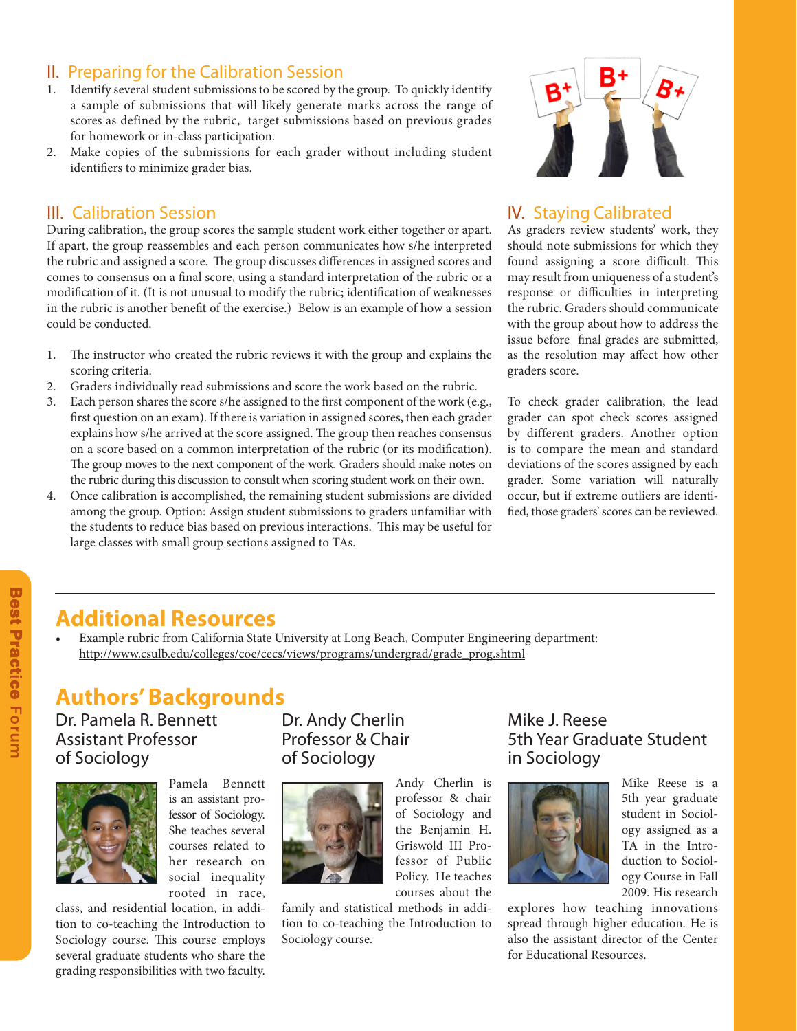## II. Preparing for the Calibration Session

1. Identify several student submissions to be scored by the group. To quickly identify a sample of submissions that will likely generate marks across the range of scores as defined by the rubric, target submissions based on previous grades for homework or in-class participation.
2. Make copies of the submissions for each grader without including student identifiers to minimize grader bias.

## III. Calibration Session

During calibration, the group scores the sample student work either together or apart. If apart, the group reassembles and each person communicates how s/he interpreted the rubric and assigned a score. The group discusses differences in assigned scores and comes to consensus on a final score, using a standard interpretation of the rubric or a modification of it. (It is not unusual to modify the rubric; identification of weaknesses in the rubric is another benefit of the exercise.) Below is an example of how a session could be conducted.

1. The instructor who created the rubric reviews it with the group and explains the scoring criteria.
2. Graders individually read submissions and score the work based on the rubric.
3. Each person shares the score s/he assigned to the first component of the work (e.g., first question on an exam). If there is variation in assigned scores, then each grader explains how s/he arrived at the score assigned. The group then reaches consensus on a score based on a common interpretation of the rubric (or its modification). The group moves to the next component of the work. Graders should make notes on the rubric during this discussion to consult when scoring student work on their own.
4. Once calibration is accomplished, the remaining student submissions are divided among the group. Option: Assign student submissions to graders unfamiliar with the students to reduce bias based on previous interactions. This may be useful for large classes with small group sections assigned to TAs.

## IV. Staying Calibrated

As graders review students' work, they should note submissions for which they found assigning a score difficult. This may result from uniqueness of a student's response or difficulties in interpreting the rubric. Graders should communicate with the group about how to address the issue before final grades are submitted, as the resolution may affect how other graders score.

To check grader calibration, the lead grader can spot check scores assigned by different graders. Another option is to compare the mean and standard deviations of the scores assigned by each grader. Some variation will naturally occur, but if extreme outliers are identified, those graders' scores can be reviewed.

# Additional Resources

- Example rubric from California State University at Long Beach, Computer Engineering department: http://www.csulb.edu/colleges/coe/cecs/views/programs/undergrad/grade_prog.shtml

# Authors' Backgrounds

### Dr. Pamela R. Bennett
### Assistant Professor of Sociology

Pamela Bennett is an assistant professor of Sociology. She teaches several courses related to her research on social inequality rooted in race, class, and residential location, in addition to co-teaching the Introduction to Sociology course. This course employs several graduate students who share the grading responsibilities with two faculty.

### Dr. Andy Cherlin
### Professor & Chair of Sociology

Andy Cherlin is professor & chair of Sociology and the Benjamin H. Griswold III Professor of Public Policy. He teaches courses about the family and statistical methods in addition to co-teaching the Introduction to Sociology course.

### Mike J. Reese
### 5th Year Graduate Student in Sociology

Mike Reese is a 5th year graduate student in Sociology assigned as a TA in the Introduction to Sociology Course in Fall 2009. His research explores how teaching innovations spread through higher education. He is also the assistant director of the Center for Educational Resources.